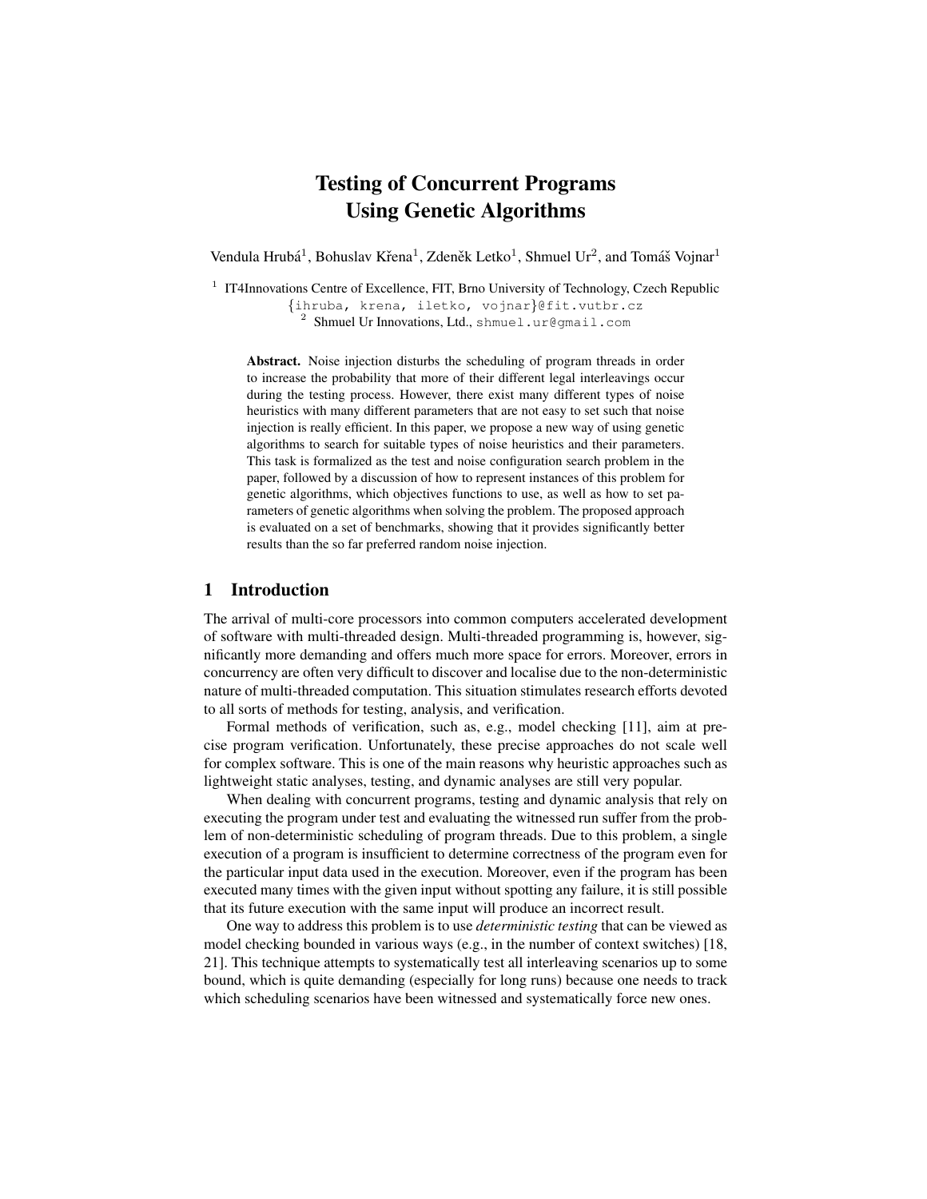# Testing of Concurrent Programs Using Genetic Algorithms

Vendula Hrubá[1], Bohuslav Křena[1], Zdeněk Letko[1], Shmuel Ur[2], and Tomáš Vojnar[1]

[1] IT4Innovations Centre of Excellence, FIT, Brno University of Technology, Czech Republic
{ihruba, krena, iletko, vojnar}@fit.vutbr.cz
[2] Shmuel Ur Innovations, Ltd., shmuel.ur@gmail.com

**Abstract.** Noise injection disturbs the scheduling of program threads in order to increase the probability that more of their different legal interleavings occur during the testing process. However, there exist many different types of noise heuristics with many different parameters that are not easy to set such that noise injection is really efficient. In this paper, we propose a new way of using genetic algorithms to search for suitable types of noise heuristics and their parameters. This task is formalized as the test and noise configuration search problem in the paper, followed by a discussion of how to represent instances of this problem for genetic algorithms, which objectives functions to use, as well as how to set parameters of genetic algorithms when solving the problem. The proposed approach is evaluated on a set of benchmarks, showing that it provides significantly better results than the so far preferred random noise injection.

## 1 Introduction

The arrival of multi-core processors into common computers accelerated development of software with multi-threaded design. Multi-threaded programming is, however, significantly more demanding and offers much more space for errors. Moreover, errors in concurrency are often very difficult to discover and localise due to the non-deterministic nature of multi-threaded computation. This situation stimulates research efforts devoted to all sorts of methods for testing, analysis, and verification.

Formal methods of verification, such as, e.g., model checking [11], aim at precise program verification. Unfortunately, these precise approaches do not scale well for complex software. This is one of the main reasons why heuristic approaches such as lightweight static analyses, testing, and dynamic analyses are still very popular.

When dealing with concurrent programs, testing and dynamic analysis that rely on executing the program under test and evaluating the witnessed run suffer from the problem of non-deterministic scheduling of program threads. Due to this problem, a single execution of a program is insufficient to determine correctness of the program even for the particular input data used in the execution. Moreover, even if the program has been executed many times with the given input without spotting any failure, it is still possible that its future execution with the same input will produce an incorrect result.

One way to address this problem is to use *deterministic testing* that can be viewed as model checking bounded in various ways (e.g., in the number of context switches) [18, 21]. This technique attempts to systematically test all interleaving scenarios up to some bound, which is quite demanding (especially for long runs) because one needs to track which scheduling scenarios have been witnessed and systematically force new ones.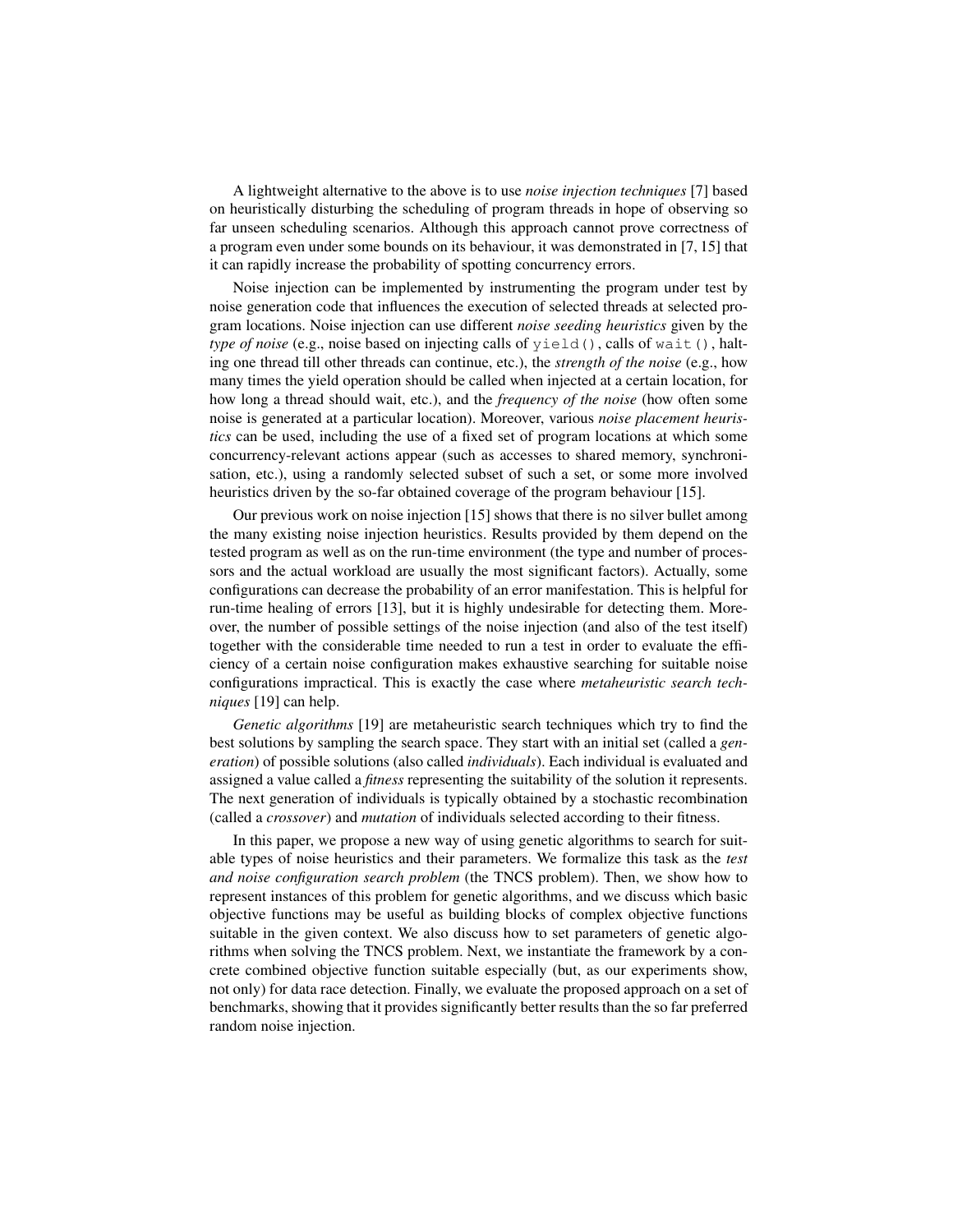A lightweight alternative to the above is to use *noise injection techniques* [7] based on heuristically disturbing the scheduling of program threads in hope of observing so far unseen scheduling scenarios. Although this approach cannot prove correctness of a program even under some bounds on its behaviour, it was demonstrated in [7, 15] that it can rapidly increase the probability of spotting concurrency errors.

Noise injection can be implemented by instrumenting the program under test by noise generation code that influences the execution of selected threads at selected program locations. Noise injection can use different *noise seeding heuristics* given by the *type of noise* (e.g., noise based on injecting calls of `yield()`, calls of `wait()`, halting one thread till other threads can continue, etc.), the *strength of the noise* (e.g., how many times the yield operation should be called when injected at a certain location, for how long a thread should wait, etc.), and the *frequency of the noise* (how often some noise is generated at a particular location). Moreover, various *noise placement heuristics* can be used, including the use of a fixed set of program locations at which some concurrency-relevant actions appear (such as accesses to shared memory, synchronisation, etc.), using a randomly selected subset of such a set, or some more involved heuristics driven by the so-far obtained coverage of the program behaviour [15].

Our previous work on noise injection [15] shows that there is no silver bullet among the many existing noise injection heuristics. Results provided by them depend on the tested program as well as on the run-time environment (the type and number of processors and the actual workload are usually the most significant factors). Actually, some configurations can decrease the probability of an error manifestation. This is helpful for run-time healing of errors [13], but it is highly undesirable for detecting them. Moreover, the number of possible settings of the noise injection (and also of the test itself) together with the considerable time needed to run a test in order to evaluate the efficiency of a certain noise configuration makes exhaustive searching for suitable noise configurations impractical. This is exactly the case where *metaheuristic search techniques* [19] can help.

*Genetic algorithms* [19] are metaheuristic search techniques which try to find the best solutions by sampling the search space. They start with an initial set (called a *generation*) of possible solutions (also called *individuals*). Each individual is evaluated and assigned a value called a *fitness* representing the suitability of the solution it represents. The next generation of individuals is typically obtained by a stochastic recombination (called a *crossover*) and *mutation* of individuals selected according to their fitness.

In this paper, we propose a new way of using genetic algorithms to search for suitable types of noise heuristics and their parameters. We formalize this task as the *test and noise configuration search problem* (the TNCS problem). Then, we show how to represent instances of this problem for genetic algorithms, and we discuss which basic objective functions may be useful as building blocks of complex objective functions suitable in the given context. We also discuss how to set parameters of genetic algorithms when solving the TNCS problem. Next, we instantiate the framework by a concrete combined objective function suitable especially (but, as our experiments show, not only) for data race detection. Finally, we evaluate the proposed approach on a set of benchmarks, showing that it provides significantly better results than the so far preferred random noise injection.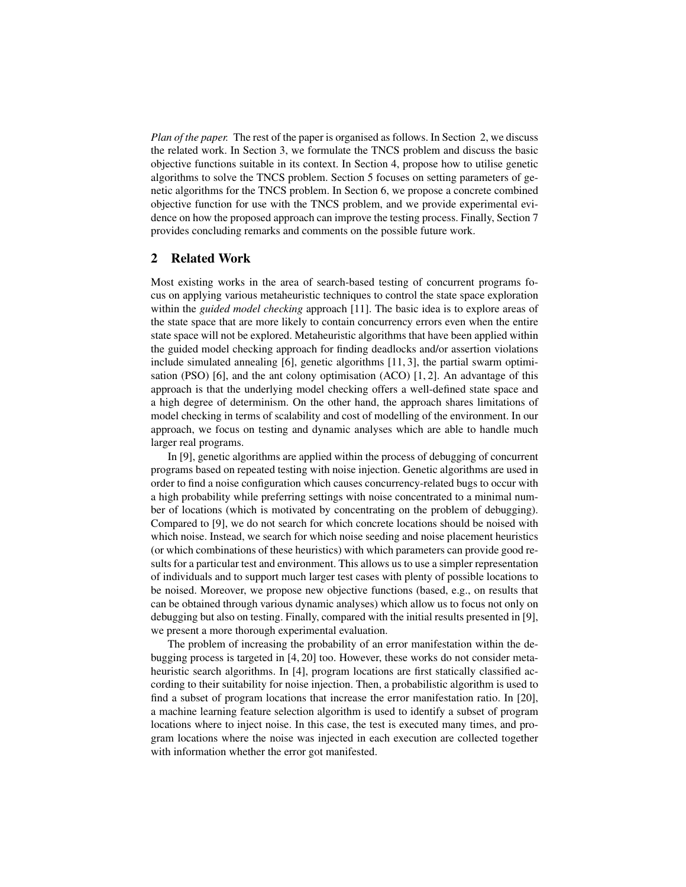*Plan of the paper.* The rest of the paper is organised as follows. In Section 2, we discuss the related work. In Section 3, we formulate the TNCS problem and discuss the basic objective functions suitable in its context. In Section 4, propose how to utilise genetic algorithms to solve the TNCS problem. Section 5 focuses on setting parameters of genetic algorithms for the TNCS problem. In Section 6, we propose a concrete combined objective function for use with the TNCS problem, and we provide experimental evidence on how the proposed approach can improve the testing process. Finally, Section 7 provides concluding remarks and comments on the possible future work.

## 2 Related Work

Most existing works in the area of search-based testing of concurrent programs focus on applying various metaheuristic techniques to control the state space exploration within the *guided model checking* approach [11]. The basic idea is to explore areas of the state space that are more likely to contain concurrency errors even when the entire state space will not be explored. Metaheuristic algorithms that have been applied within the guided model checking approach for finding deadlocks and/or assertion violations include simulated annealing [6], genetic algorithms [11, 3], the partial swarm optimisation (PSO) [6], and the ant colony optimisation (ACO) [1, 2]. An advantage of this approach is that the underlying model checking offers a well-defined state space and a high degree of determinism. On the other hand, the approach shares limitations of model checking in terms of scalability and cost of modelling of the environment. In our approach, we focus on testing and dynamic analyses which are able to handle much larger real programs.

In [9], genetic algorithms are applied within the process of debugging of concurrent programs based on repeated testing with noise injection. Genetic algorithms are used in order to find a noise configuration which causes concurrency-related bugs to occur with a high probability while preferring settings with noise concentrated to a minimal number of locations (which is motivated by concentrating on the problem of debugging). Compared to [9], we do not search for which concrete locations should be noised with which noise. Instead, we search for which noise seeding and noise placement heuristics (or which combinations of these heuristics) with which parameters can provide good results for a particular test and environment. This allows us to use a simpler representation of individuals and to support much larger test cases with plenty of possible locations to be noised. Moreover, we propose new objective functions (based, e.g., on results that can be obtained through various dynamic analyses) which allow us to focus not only on debugging but also on testing. Finally, compared with the initial results presented in [9], we present a more thorough experimental evaluation.

The problem of increasing the probability of an error manifestation within the debugging process is targeted in [4, 20] too. However, these works do not consider metaheuristic search algorithms. In [4], program locations are first statically classified according to their suitability for noise injection. Then, a probabilistic algorithm is used to find a subset of program locations that increase the error manifestation ratio. In [20], a machine learning feature selection algorithm is used to identify a subset of program locations where to inject noise. In this case, the test is executed many times, and program locations where the noise was injected in each execution are collected together with information whether the error got manifested.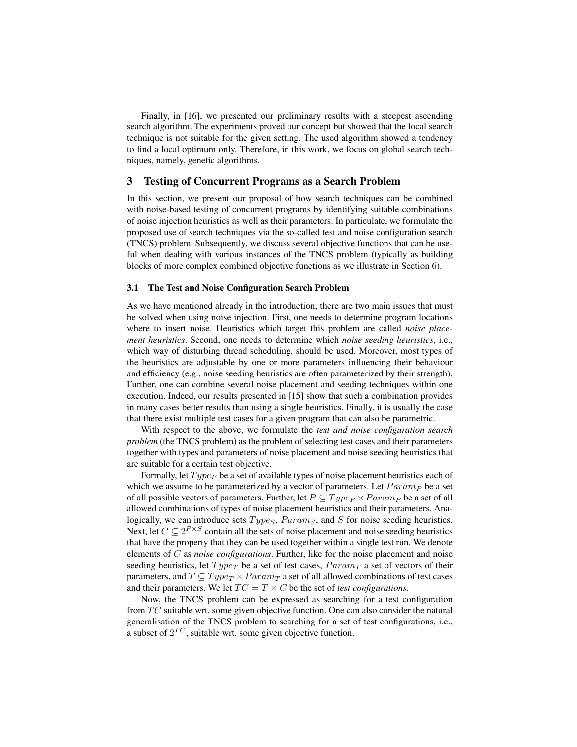Finally, in [16], we presented our preliminary results with a steepest ascending search algorithm. The experiments proved our concept but showed that the local search technique is not suitable for the given setting. The used algorithm showed a tendency to find a local optimum only. Therefore, in this work, we focus on global search techniques, namely, genetic algorithms.

## 3 Testing of Concurrent Programs as a Search Problem

In this section, we present our proposal of how search techniques can be combined with noise-based testing of concurrent programs by identifying suitable combinations of noise injection heuristics as well as their parameters. In particulate, we formulate the proposed use of search techniques via the so-called test and noise configuration search (TNCS) problem. Subsequently, we discuss several objective functions that can be useful when dealing with various instances of the TNCS problem (typically as building blocks of more complex combined objective functions as we illustrate in Section 6).

### 3.1 The Test and Noise Configuration Search Problem

As we have mentioned already in the introduction, there are two main issues that must be solved when using noise injection. First, one needs to determine program locations where to insert noise. Heuristics which target this problem are called *noise placement heuristics*. Second, one needs to determine which *noise seeding heuristics*, i.e., which way of disturbing thread scheduling, should be used. Moreover, most types of the heuristics are adjustable by one or more parameters influencing their behaviour and efficiency (e.g., noise seeding heuristics are often parameterized by their strength). Further, one can combine several noise placement and seeding techniques within one execution. Indeed, our results presented in [15] show that such a combination provides in many cases better results than using a single heuristics. Finally, it is usually the case that there exist multiple test cases for a given program that can also be parametric.

With respect to the above, we formulate the *test and noise configuration search problem* (the TNCS problem) as the problem of selecting test cases and their parameters together with types and parameters of noise placement and noise seeding heuristics that are suitable for a certain test objective.

Formally, let $Type_P$ be a set of available types of noise placement heuristics each of which we assume to be parameterized by a vector of parameters. Let $Param_P$ be a set of all possible vectors of parameters. Further, let $P \subseteq Type_P \times Param_P$ be a set of all allowed combinations of types of noise placement heuristics and their parameters. Analogically, we can introduce sets $Type_S$, $Param_S$, and $S$ for noise seeding heuristics. Next, let $C \subseteq 2^{P \times S}$ contain all the sets of noise placement and noise seeding heuristics that have the property that they can be used together within a single test run. We denote elements of $C$ as *noise configurations*. Further, like for the noise placement and noise seeding heuristics, let $Type_T$ be a set of test cases, $Param_T$ a set of vectors of their parameters, and $T \subseteq Type_T \times Param_T$ a set of all allowed combinations of test cases and their parameters. We let $TC = T \times C$ be the set of *test configurations*.

Now, the TNCS problem can be expressed as searching for a test configuration from $TC$ suitable wrt. some given objective function. One can also consider the natural generalisation of the TNCS problem to searching for a set of test configurations, i.e., a subset of $2^{TC}$, suitable wrt. some given objective function.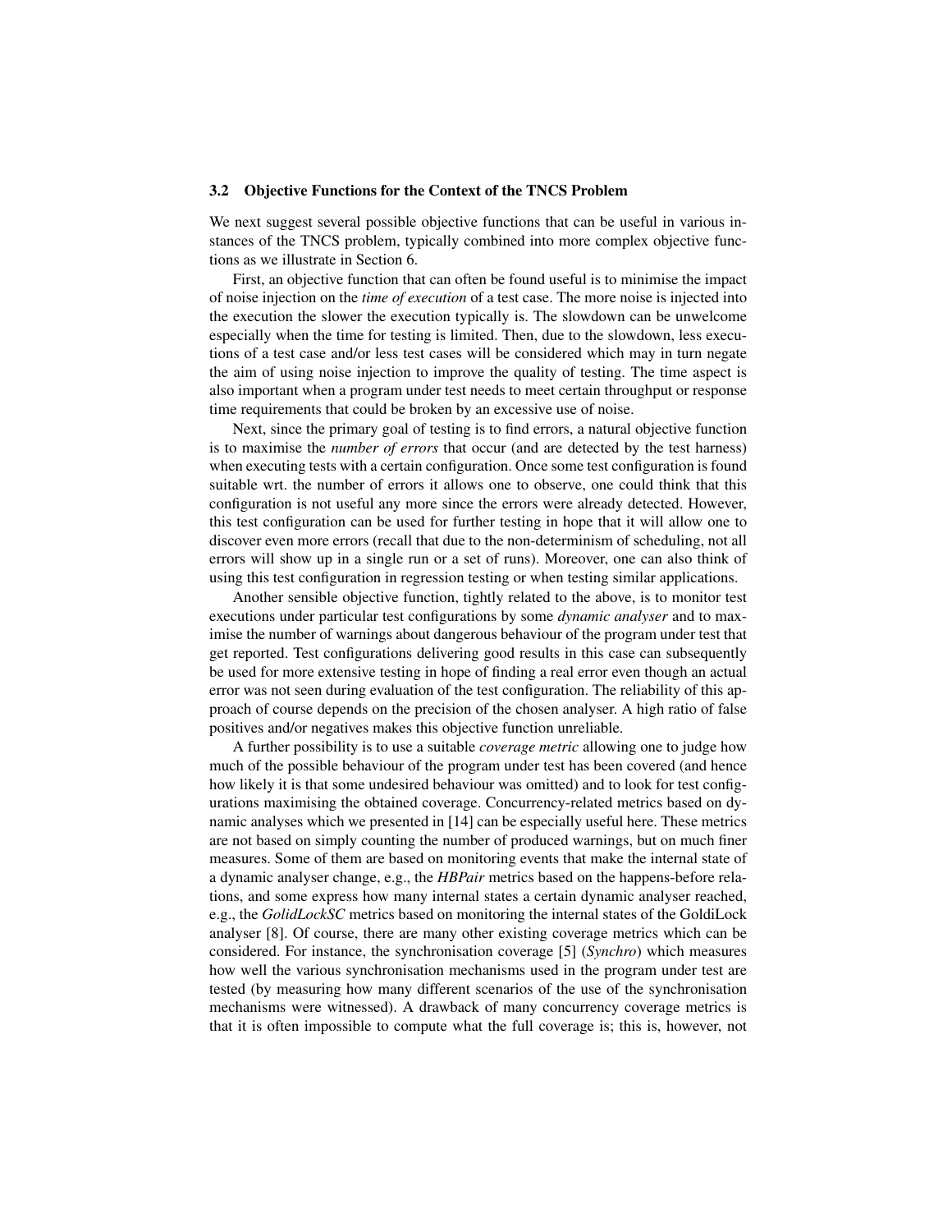### 3.2 Objective Functions for the Context of the TNCS Problem

We next suggest several possible objective functions that can be useful in various instances of the TNCS problem, typically combined into more complex objective functions as we illustrate in Section 6.

First, an objective function that can often be found useful is to minimise the impact of noise injection on the *time of execution* of a test case. The more noise is injected into the execution the slower the execution typically is. The slowdown can be unwelcome especially when the time for testing is limited. Then, due to the slowdown, less executions of a test case and/or less test cases will be considered which may in turn negate the aim of using noise injection to improve the quality of testing. The time aspect is also important when a program under test needs to meet certain throughput or response time requirements that could be broken by an excessive use of noise.

Next, since the primary goal of testing is to find errors, a natural objective function is to maximise the *number of errors* that occur (and are detected by the test harness) when executing tests with a certain configuration. Once some test configuration is found suitable wrt. the number of errors it allows one to observe, one could think that this configuration is not useful any more since the errors were already detected. However, this test configuration can be used for further testing in hope that it will allow one to discover even more errors (recall that due to the non-determinism of scheduling, not all errors will show up in a single run or a set of runs). Moreover, one can also think of using this test configuration in regression testing or when testing similar applications.

Another sensible objective function, tightly related to the above, is to monitor test executions under particular test configurations by some *dynamic analyser* and to maximise the number of warnings about dangerous behaviour of the program under test that get reported. Test configurations delivering good results in this case can subsequently be used for more extensive testing in hope of finding a real error even though an actual error was not seen during evaluation of the test configuration. The reliability of this approach of course depends on the precision of the chosen analyser. A high ratio of false positives and/or negatives makes this objective function unreliable.

A further possibility is to use a suitable *coverage metric* allowing one to judge how much of the possible behaviour of the program under test has been covered (and hence how likely it is that some undesired behaviour was omitted) and to look for test configurations maximising the obtained coverage. Concurrency-related metrics based on dynamic analyses which we presented in [14] can be especially useful here. These metrics are not based on simply counting the number of produced warnings, but on much finer measures. Some of them are based on monitoring events that make the internal state of a dynamic analyser change, e.g., the *HBPair* metrics based on the happens-before relations, and some express how many internal states a certain dynamic analyser reached, e.g., the *GolidLockSC* metrics based on monitoring the internal states of the GoldiLock analyser [8]. Of course, there are many other existing coverage metrics which can be considered. For instance, the synchronisation coverage [5] (*Synchro*) which measures how well the various synchronisation mechanisms used in the program under test are tested (by measuring how many different scenarios of the use of the synchronisation mechanisms were witnessed). A drawback of many concurrency coverage metrics is that it is often impossible to compute what the full coverage is; this is, however, not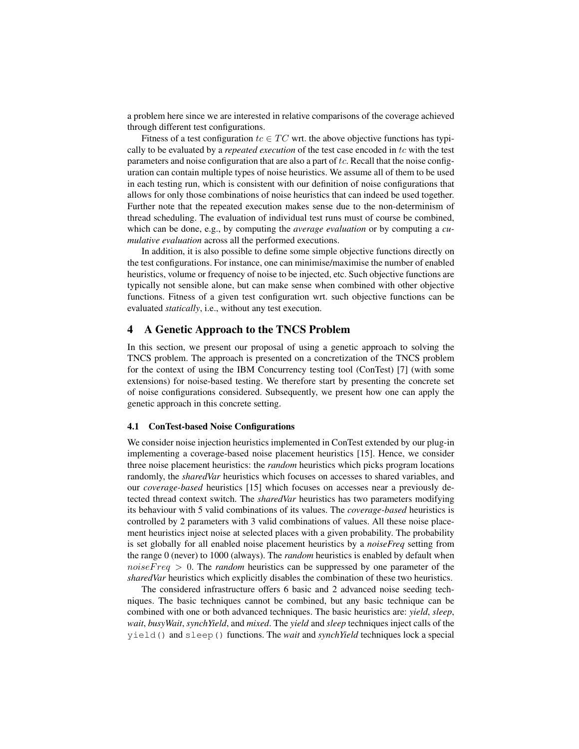a problem here since we are interested in relative comparisons of the coverage achieved through different test configurations.

Fitness of a test configuration $tc \in TC$ wrt. the above objective functions has typically to be evaluated by a *repeated execution* of the test case encoded in $tc$ with the test parameters and noise configuration that are also a part of $tc$. Recall that the noise configuration can contain multiple types of noise heuristics. We assume all of them to be used in each testing run, which is consistent with our definition of noise configurations that allows for only those combinations of noise heuristics that can indeed be used together. Further note that the repeated execution makes sense due to the non-determinism of thread scheduling. The evaluation of individual test runs must of course be combined, which can be done, e.g., by computing the *average evaluation* or by computing a *cumulative evaluation* across all the performed executions.

In addition, it is also possible to define some simple objective functions directly on the test configurations. For instance, one can minimise/maximise the number of enabled heuristics, volume or frequency of noise to be injected, etc. Such objective functions are typically not sensible alone, but can make sense when combined with other objective functions. Fitness of a given test configuration wrt. such objective functions can be evaluated *statically*, i.e., without any test execution.

## 4 A Genetic Approach to the TNCS Problem

In this section, we present our proposal of using a genetic approach to solving the TNCS problem. The approach is presented on a concretization of the TNCS problem for the context of using the IBM Concurrency testing tool (ConTest) [7] (with some extensions) for noise-based testing. We therefore start by presenting the concrete set of noise configurations considered. Subsequently, we present how one can apply the genetic approach in this concrete setting.

### 4.1 ConTest-based Noise Configurations

We consider noise injection heuristics implemented in ConTest extended by our plug-in implementing a coverage-based noise placement heuristics [15]. Hence, we consider three noise placement heuristics: the *random* heuristics which picks program locations randomly, the *sharedVar* heuristics which focuses on accesses to shared variables, and our *coverage-based* heuristics [15] which focuses on accesses near a previously detected thread context switch. The *sharedVar* heuristics has two parameters modifying its behaviour with 5 valid combinations of its values. The *coverage-based* heuristics is controlled by 2 parameters with 3 valid combinations of values. All these noise placement heuristics inject noise at selected places with a given probability. The probability is set globally for all enabled noise placement heuristics by a *noiseFreq* setting from the range 0 (never) to 1000 (always). The *random* heuristics is enabled by default when $noiseFreq > 0$. The *random* heuristics can be suppressed by one parameter of the *sharedVar* heuristics which explicitly disables the combination of these two heuristics.

The considered infrastructure offers 6 basic and 2 advanced noise seeding techniques. The basic techniques cannot be combined, but any basic technique can be combined with one or both advanced techniques. The basic heuristics are: *yield*, *sleep*, *wait*, *busyWait*, *synchYield*, and *mixed*. The *yield* and *sleep* techniques inject calls of the `yield()` and `sleep()` functions. The *wait* and *synchYield* techniques lock a special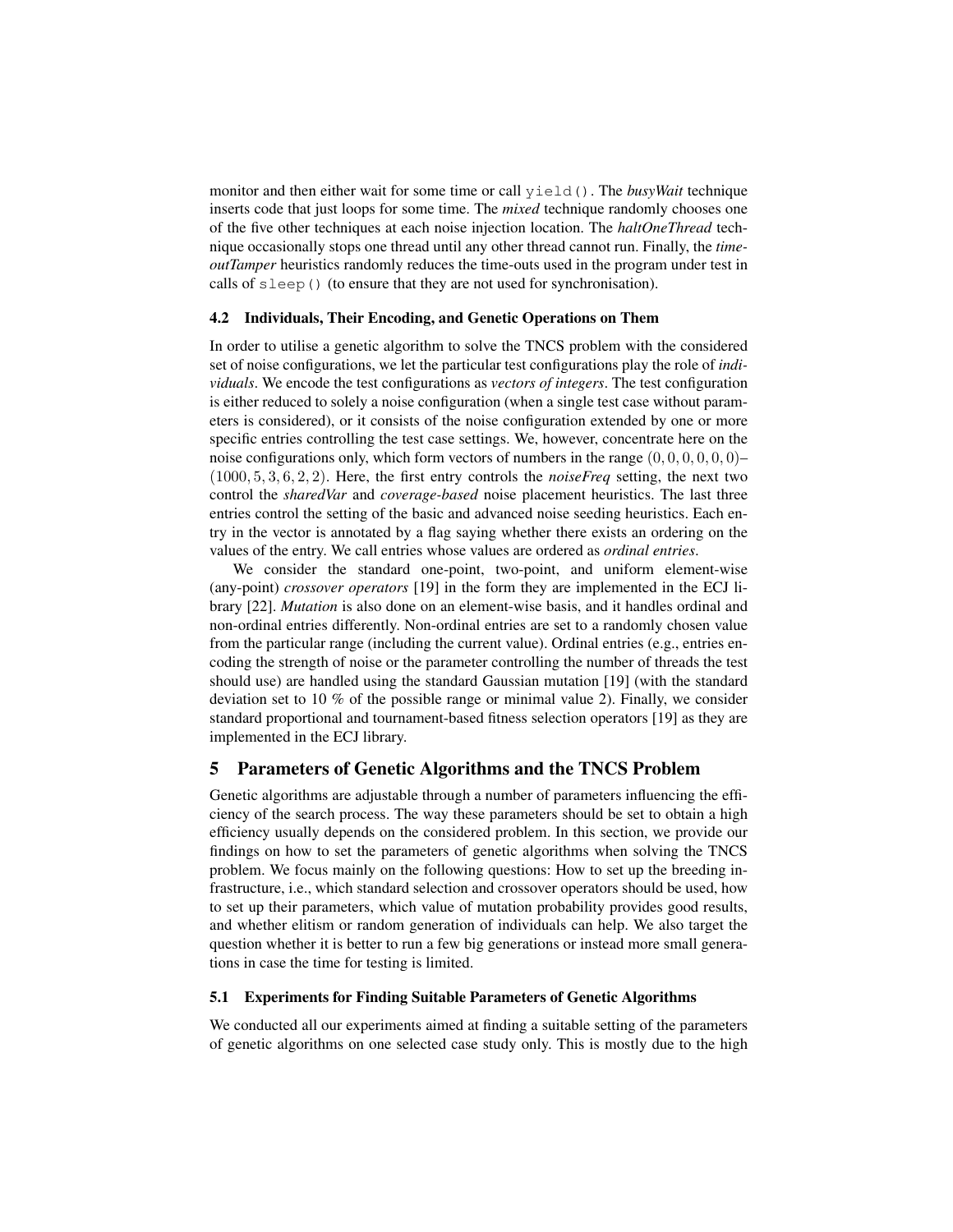monitor and then either wait for some time or call `yield()`. The *busyWait* technique inserts code that just loops for some time. The *mixed* technique randomly chooses one of the five other techniques at each noise injection location. The *haltOneThread* technique occasionally stops one thread until any other thread cannot run. Finally, the *timeoutTamper* heuristics randomly reduces the time-outs used in the program under test in calls of `sleep()` (to ensure that they are not used for synchronisation).

### 4.2 Individuals, Their Encoding, and Genetic Operations on Them

In order to utilise a genetic algorithm to solve the TNCS problem with the considered set of noise configurations, we let the particular test configurations play the role of *individuals*. We encode the test configurations as *vectors of integers*. The test configuration is either reduced to solely a noise configuration (when a single test case without parameters is considered), or it consists of the noise configuration extended by one or more specific entries controlling the test case settings. We, however, concentrate here on the noise configurations only, which form vectors of numbers in the range $(0, 0, 0, 0, 0, 0)$–$(1000, 5, 3, 6, 2, 2)$. Here, the first entry controls the *noiseFreq* setting, the next two control the *sharedVar* and *coverage-based* noise placement heuristics. The last three entries control the setting of the basic and advanced noise seeding heuristics. Each entry in the vector is annotated by a flag saying whether there exists an ordering on the values of the entry. We call entries whose values are ordered as *ordinal entries*.

We consider the standard one-point, two-point, and uniform element-wise (any-point) *crossover operators* [19] in the form they are implemented in the ECJ library [22]. *Mutation* is also done on an element-wise basis, and it handles ordinal and non-ordinal entries differently. Non-ordinal entries are set to a randomly chosen value from the particular range (including the current value). Ordinal entries (e.g., entries encoding the strength of noise or the parameter controlling the number of threads the test should use) are handled using the standard Gaussian mutation [19] (with the standard deviation set to 10 % of the possible range or minimal value 2). Finally, we consider standard proportional and tournament-based fitness selection operators [19] as they are implemented in the ECJ library.

## 5 Parameters of Genetic Algorithms and the TNCS Problem

Genetic algorithms are adjustable through a number of parameters influencing the efficiency of the search process. The way these parameters should be set to obtain a high efficiency usually depends on the considered problem. In this section, we provide our findings on how to set the parameters of genetic algorithms when solving the TNCS problem. We focus mainly on the following questions: How to set up the breeding infrastructure, i.e., which standard selection and crossover operators should be used, how to set up their parameters, which value of mutation probability provides good results, and whether elitism or random generation of individuals can help. We also target the question whether it is better to run a few big generations or instead more small generations in case the time for testing is limited.

### 5.1 Experiments for Finding Suitable Parameters of Genetic Algorithms

We conducted all our experiments aimed at finding a suitable setting of the parameters of genetic algorithms on one selected case study only. This is mostly due to the high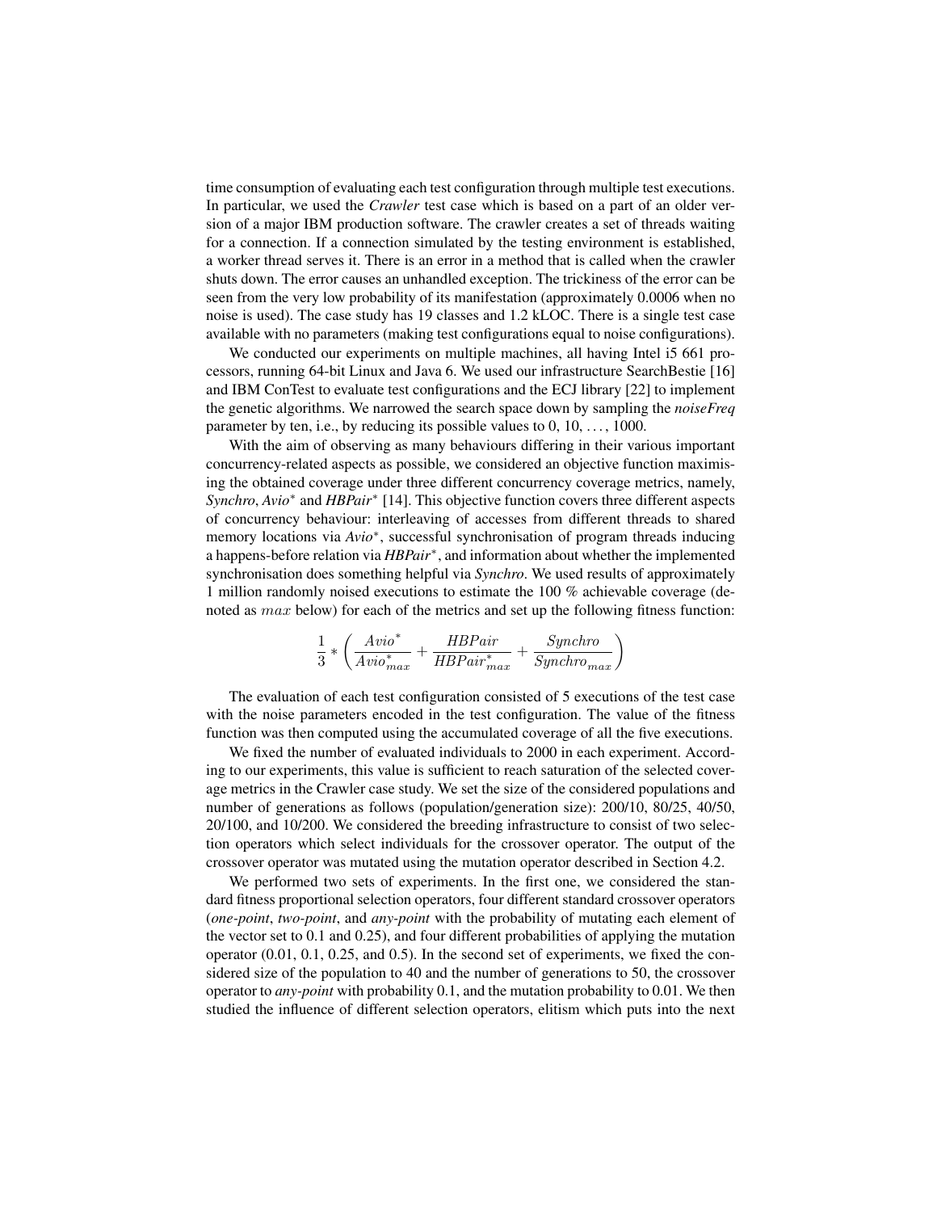time consumption of evaluating each test configuration through multiple test executions. In particular, we used the *Crawler* test case which is based on a part of an older version of a major IBM production software. The crawler creates a set of threads waiting for a connection. If a connection simulated by the testing environment is established, a worker thread serves it. There is an error in a method that is called when the crawler shuts down. The error causes an unhandled exception. The trickiness of the error can be seen from the very low probability of its manifestation (approximately 0.0006 when no noise is used). The case study has 19 classes and 1.2 kLOC. There is a single test case available with no parameters (making test configurations equal to noise configurations).

We conducted our experiments on multiple machines, all having Intel i5 661 processors, running 64-bit Linux and Java 6. We used our infrastructure SearchBestie [16] and IBM ConTest to evaluate test configurations and the ECJ library [22] to implement the genetic algorithms. We narrowed the search space down by sampling the *noiseFreq* parameter by ten, i.e., by reducing its possible values to 0, 10, ..., 1000.

With the aim of observing as many behaviours differing in their various important concurrency-related aspects as possible, we considered an objective function maximising the obtained coverage under three different concurrency coverage metrics, namely, *Synchro*, *Avio*$^*$ and *HBPair*$^*$ [14]. This objective function covers three different aspects of concurrency behaviour: interleaving of accesses from different threads to shared memory locations via *Avio*$^*$, successful synchronisation of program threads inducing a happens-before relation via *HBPair*$^*$, and information about whether the implemented synchronisation does something helpful via *Synchro*. We used results of approximately 1 million randomly noised executions to estimate the 100 % achievable coverage (denoted as $max$ below) for each of the metrics and set up the following fitness function:

$$\frac{1}{3} * \left( \frac{Avio^*}{Avio^*_{max}} + \frac{HBPair}{HBPair^*_{max}} + \frac{Synchro}{Synchro_{max}} \right)$$

The evaluation of each test configuration consisted of 5 executions of the test case with the noise parameters encoded in the test configuration. The value of the fitness function was then computed using the accumulated coverage of all the five executions.

We fixed the number of evaluated individuals to 2000 in each experiment. According to our experiments, this value is sufficient to reach saturation of the selected coverage metrics in the Crawler case study. We set the size of the considered populations and number of generations as follows (population/generation size): 200/10, 80/25, 40/50, 20/100, and 10/200. We considered the breeding infrastructure to consist of two selection operators which select individuals for the crossover operator. The output of the crossover operator was mutated using the mutation operator described in Section 4.2.

We performed two sets of experiments. In the first one, we considered the standard fitness proportional selection operators, four different standard crossover operators (*one-point*, *two-point*, and *any-point* with the probability of mutating each element of the vector set to 0.1 and 0.25), and four different probabilities of applying the mutation operator (0.01, 0.1, 0.25, and 0.5). In the second set of experiments, we fixed the considered size of the population to 40 and the number of generations to 50, the crossover operator to *any-point* with probability 0.1, and the mutation probability to 0.01. We then studied the influence of different selection operators, elitism which puts into the next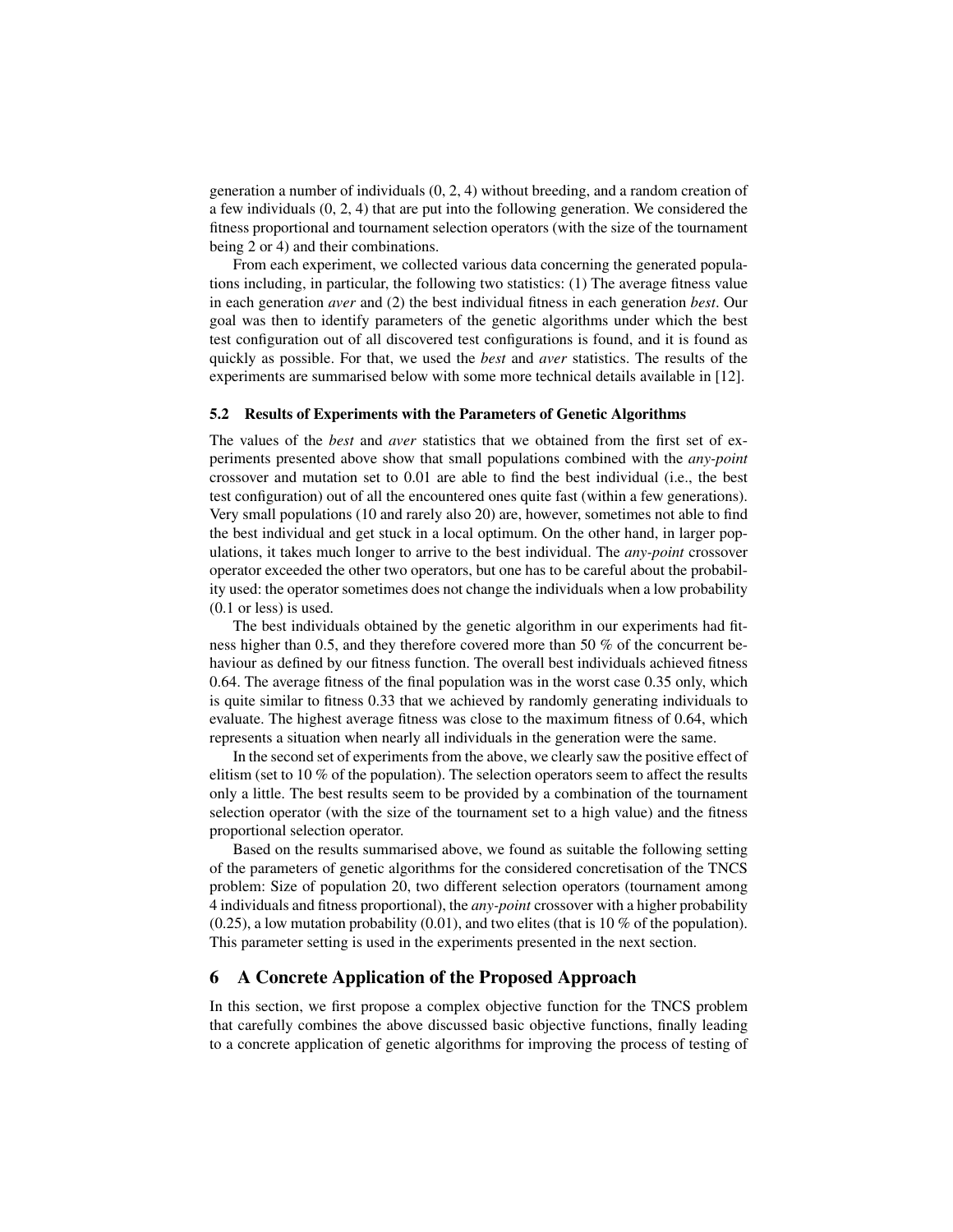generation a number of individuals (0, 2, 4) without breeding, and a random creation of a few individuals (0, 2, 4) that are put into the following generation. We considered the fitness proportional and tournament selection operators (with the size of the tournament being 2 or 4) and their combinations.

From each experiment, we collected various data concerning the generated populations including, in particular, the following two statistics: (1) The average fitness value in each generation *aver* and (2) the best individual fitness in each generation *best*. Our goal was then to identify parameters of the genetic algorithms under which the best test configuration out of all discovered test configurations is found, and it is found as quickly as possible. For that, we used the *best* and *aver* statistics. The results of the experiments are summarised below with some more technical details available in [12].

### 5.2 Results of Experiments with the Parameters of Genetic Algorithms

The values of the *best* and *aver* statistics that we obtained from the first set of experiments presented above show that small populations combined with the *any-point* crossover and mutation set to 0.01 are able to find the best individual (i.e., the best test configuration) out of all the encountered ones quite fast (within a few generations). Very small populations (10 and rarely also 20) are, however, sometimes not able to find the best individual and get stuck in a local optimum. On the other hand, in larger populations, it takes much longer to arrive to the best individual. The *any-point* crossover operator exceeded the other two operators, but one has to be careful about the probability used: the operator sometimes does not change the individuals when a low probability (0.1 or less) is used.

The best individuals obtained by the genetic algorithm in our experiments had fitness higher than 0.5, and they therefore covered more than 50 % of the concurrent behaviour as defined by our fitness function. The overall best individuals achieved fitness 0.64. The average fitness of the final population was in the worst case 0.35 only, which is quite similar to fitness 0.33 that we achieved by randomly generating individuals to evaluate. The highest average fitness was close to the maximum fitness of 0.64, which represents a situation when nearly all individuals in the generation were the same.

In the second set of experiments from the above, we clearly saw the positive effect of elitism (set to 10 % of the population). The selection operators seem to affect the results only a little. The best results seem to be provided by a combination of the tournament selection operator (with the size of the tournament set to a high value) and the fitness proportional selection operator.

Based on the results summarised above, we found as suitable the following setting of the parameters of genetic algorithms for the considered concretisation of the TNCS problem: Size of population 20, two different selection operators (tournament among 4 individuals and fitness proportional), the *any-point* crossover with a higher probability (0.25), a low mutation probability (0.01), and two elites (that is 10 % of the population). This parameter setting is used in the experiments presented in the next section.

## 6 A Concrete Application of the Proposed Approach

In this section, we first propose a complex objective function for the TNCS problem that carefully combines the above discussed basic objective functions, finally leading to a concrete application of genetic algorithms for improving the process of testing of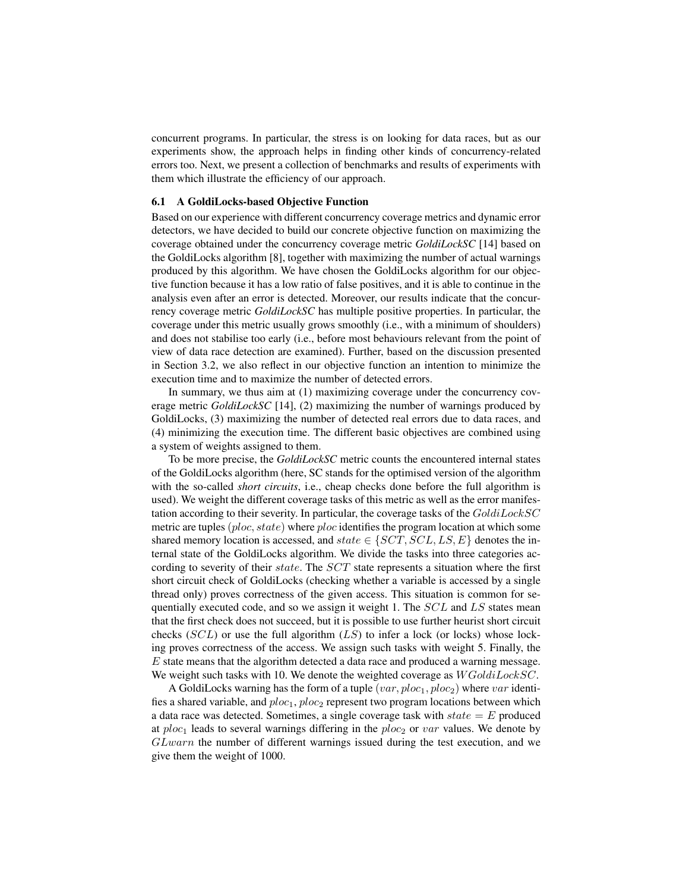concurrent programs. In particular, the stress is on looking for data races, but as our experiments show, the approach helps in finding other kinds of concurrency-related errors too. Next, we present a collection of benchmarks and results of experiments with them which illustrate the efficiency of our approach.

### 6.1 A GoldiLocks-based Objective Function

Based on our experience with different concurrency coverage metrics and dynamic error detectors, we have decided to build our concrete objective function on maximizing the coverage obtained under the concurrency coverage metric *GoldiLockSC* [14] based on the GoldiLocks algorithm [8], together with maximizing the number of actual warnings produced by this algorithm. We have chosen the GoldiLocks algorithm for our objective function because it has a low ratio of false positives, and it is able to continue in the analysis even after an error is detected. Moreover, our results indicate that the concurrency coverage metric *GoldiLockSC* has multiple positive properties. In particular, the coverage under this metric usually grows smoothly (i.e., with a minimum of shoulders) and does not stabilise too early (i.e., before most behaviours relevant from the point of view of data race detection are examined). Further, based on the discussion presented in Section 3.2, we also reflect in our objective function an intention to minimize the execution time and to maximize the number of detected errors.

In summary, we thus aim at (1) maximizing coverage under the concurrency coverage metric *GoldiLockSC* [14], (2) maximizing the number of warnings produced by GoldiLocks, (3) maximizing the number of detected real errors due to data races, and (4) minimizing the execution time. The different basic objectives are combined using a system of weights assigned to them.

To be more precise, the *GoldiLockSC* metric counts the encountered internal states of the GoldiLocks algorithm (here, SC stands for the optimised version of the algorithm with the so-called *short circuits*, i.e., cheap checks done before the full algorithm is used). We weight the different coverage tasks of this metric as well as the error manifestation according to their severity. In particular, the coverage tasks of the $GoldiLockSC$ metric are tuples $(ploc, state)$ where $ploc$ identifies the program location at which some shared memory location is accessed, and $state \in \{SCT, SCL, LS, E\}$ denotes the internal state of the GoldiLocks algorithm. We divide the tasks into three categories according to severity of their $state$. The $SCT$ state represents a situation where the first short circuit check of GoldiLocks (checking whether a variable is accessed by a single thread only) proves correctness of the given access. This situation is common for sequentially executed code, and so we assign it weight 1. The $SCL$ and $LS$ states mean that the first check does not succeed, but it is possible to use further heurist short circuit checks ($SCL$) or use the full algorithm ($LS$) to infer a lock (or locks) whose locking proves correctness of the access. We assign such tasks with weight 5. Finally, the $E$ state means that the algorithm detected a data race and produced a warning message. We weight such tasks with 10. We denote the weighted coverage as $WGoldiLockSC$.

A GoldiLocks warning has the form of a tuple $(var, ploc_1, ploc_2)$ where $var$ identifies a shared variable, and $ploc_1$, $ploc_2$ represent two program locations between which a data race was detected. Sometimes, a single coverage task with $state = E$ produced at $ploc_1$ leads to several warnings differing in the $ploc_2$ or $var$ values. We denote by $GLwarn$ the number of different warnings issued during the test execution, and we give them the weight of 1000.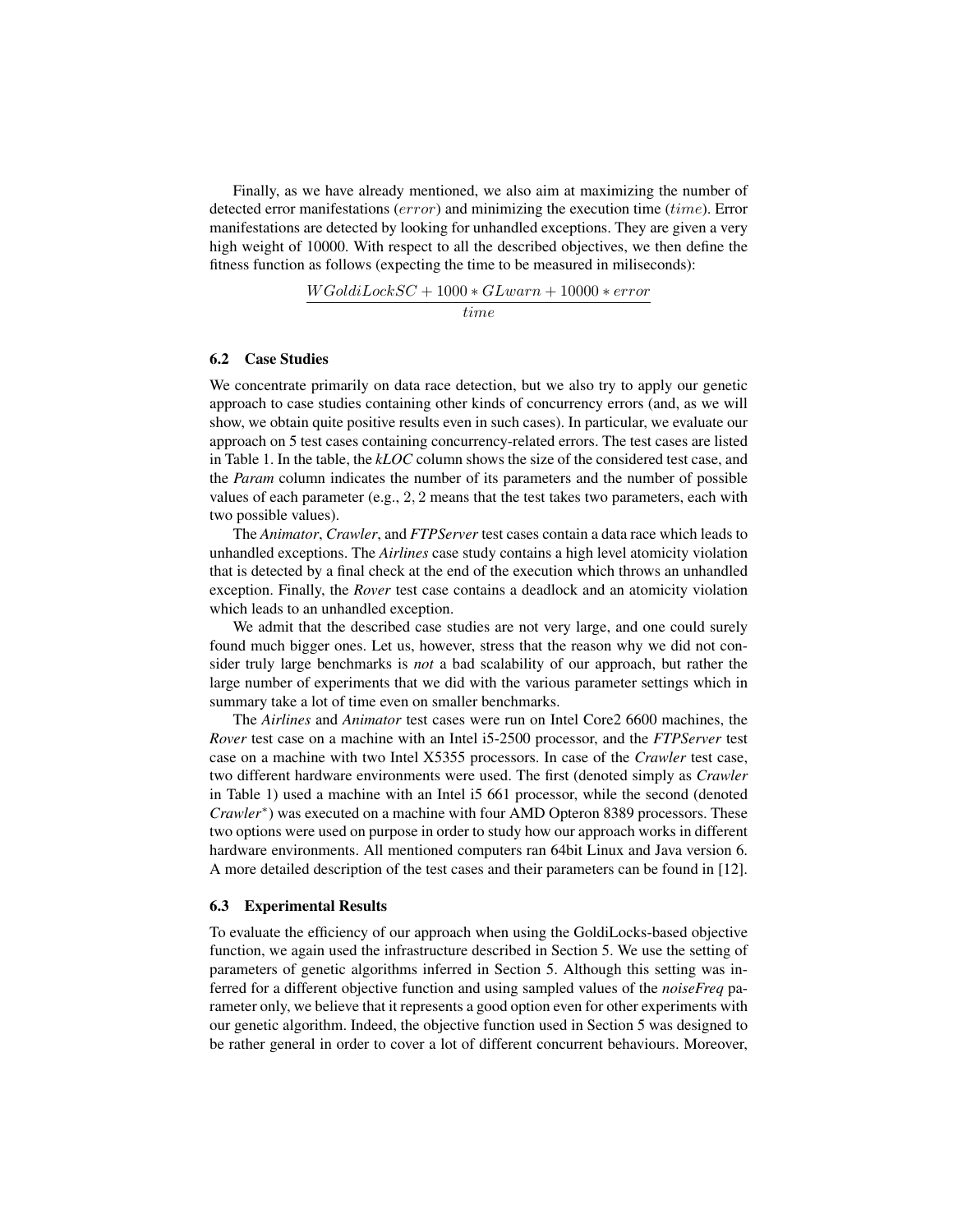Finally, as we have already mentioned, we also aim at maximizing the number of detected error manifestations ($error$) and minimizing the execution time ($time$). Error manifestations are detected by looking for unhandled exceptions. They are given a very high weight of 10000. With respect to all the described objectives, we then define the fitness function as follows (expecting the time to be measured in miliseconds):

$$\frac{WGoldiLockSC + 1000 * GLwarn + 10000 * error}{time}$$

### 6.2 Case Studies

We concentrate primarily on data race detection, but we also try to apply our genetic approach to case studies containing other kinds of concurrency errors (and, as we will show, we obtain quite positive results even in such cases). In particular, we evaluate our approach on 5 test cases containing concurrency-related errors. The test cases are listed in Table 1. In the table, the *kLOC* column shows the size of the considered test case, and the *Param* column indicates the number of its parameters and the number of possible values of each parameter (e.g., $2, 2$ means that the test takes two parameters, each with two possible values).

The *Animator*, *Crawler*, and *FTPServer* test cases contain a data race which leads to unhandled exceptions. The *Airlines* case study contains a high level atomicity violation that is detected by a final check at the end of the execution which throws an unhandled exception. Finally, the *Rover* test case contains a deadlock and an atomicity violation which leads to an unhandled exception.

We admit that the described case studies are not very large, and one could surely found much bigger ones. Let us, however, stress that the reason why we did not consider truly large benchmarks is *not* a bad scalability of our approach, but rather the large number of experiments that we did with the various parameter settings which in summary take a lot of time even on smaller benchmarks.

The *Airlines* and *Animator* test cases were run on Intel Core2 6600 machines, the *Rover* test case on a machine with an Intel i5-2500 processor, and the *FTPServer* test case on a machine with two Intel X5355 processors. In case of the *Crawler* test case, two different hardware environments were used. The first (denoted simply as *Crawler* in Table 1) used a machine with an Intel i5 661 processor, while the second (denoted *Crawler*$^*$) was executed on a machine with four AMD Opteron 8389 processors. These two options were used on purpose in order to study how our approach works in different hardware environments. All mentioned computers ran 64bit Linux and Java version 6. A more detailed description of the test cases and their parameters can be found in [12].

### 6.3 Experimental Results

To evaluate the efficiency of our approach when using the GoldiLocks-based objective function, we again used the infrastructure described in Section 5. We use the setting of parameters of genetic algorithms inferred in Section 5. Although this setting was inferred for a different objective function and using sampled values of the *noiseFreq* parameter only, we believe that it represents a good option even for other experiments with our genetic algorithm. Indeed, the objective function used in Section 5 was designed to be rather general in order to cover a lot of different concurrent behaviours. Moreover,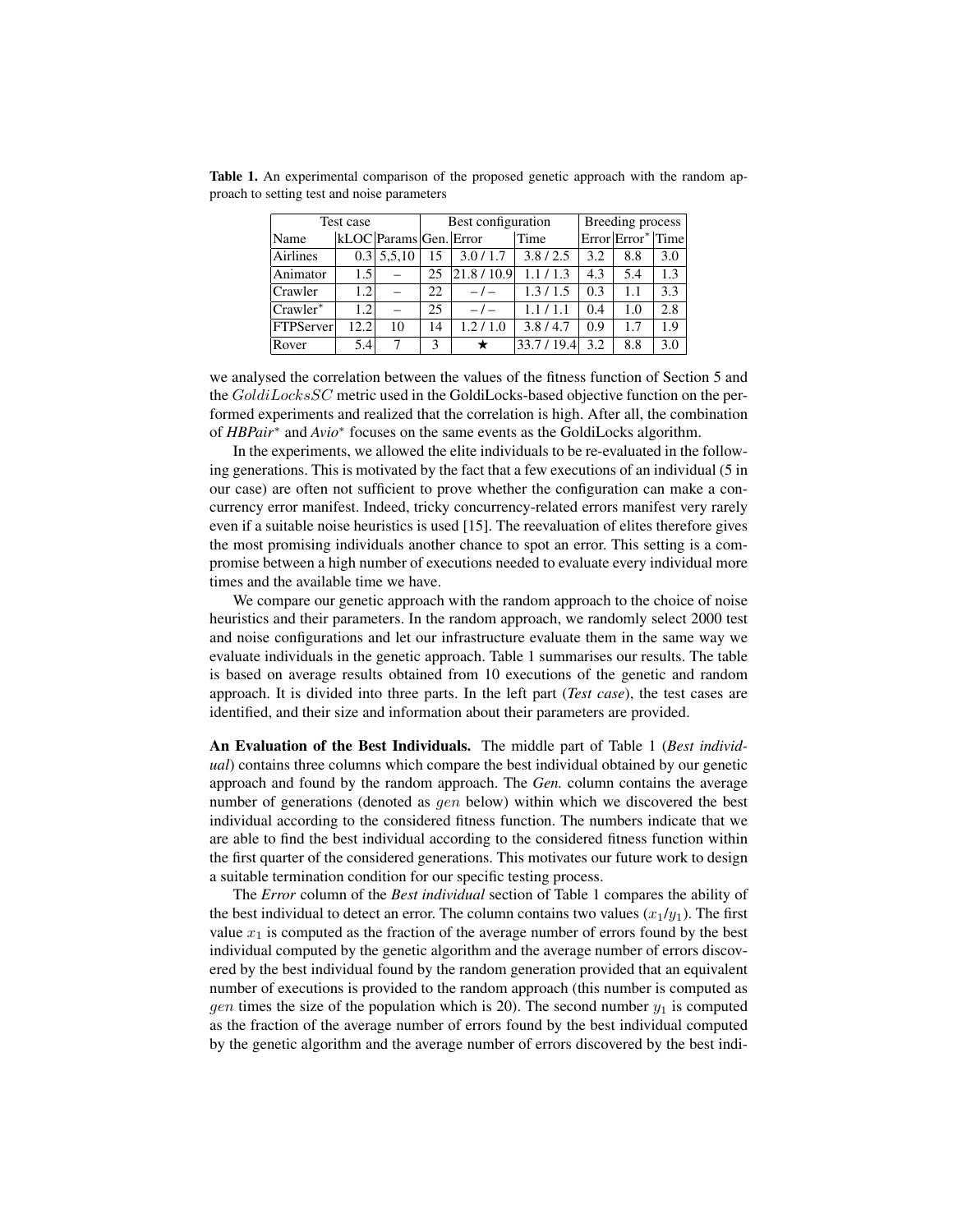**Table 1.** An experimental comparison of the proposed genetic approach with the random approach to setting test and noise parameters

| Test case | | | Best configuration | | | Breeding process | | |
|---|---|---|---|---|---|---|---|---|
| Name | kLOC | Params | Gen. | Error | Time | Error | Error* | Time |
| Airlines | 0.3 | 5,5,10 | 15 | 3.0 / 1.7 | 3.8 / 2.5 | 3.2 | 8.8 | 3.0 |
| Animator | 1.5 | – | 25 | 21.8 / 10.9 | 1.1 / 1.3 | 4.3 | 5.4 | 1.3 |
| Crawler | 1.2 | – | 22 | – / – | 1.3 / 1.5 | 0.3 | 1.1 | 3.3 |
| Crawler* | 1.2 | – | 25 | – / – | 1.1 / 1.1 | 0.4 | 1.0 | 2.8 |
| FTPServer | 12.2 | 10 | 14 | 1.2 / 1.0 | 3.8 / 4.7 | 0.9 | 1.7 | 1.9 |
| Rover | 5.4 | 7 | 3 | ★ | 33.7 / 19.4 | 3.2 | 8.8 | 3.0 |

we analysed the correlation between the values of the fitness function of Section 5 and the $GoldiLocksSC$ metric used in the GoldiLocks-based objective function on the performed experiments and realized that the correlation is high. After all, the combination of *HBPair** and *Avio** focuses on the same events as the GoldiLocks algorithm.

In the experiments, we allowed the elite individuals to be re-evaluated in the following generations. This is motivated by the fact that a few executions of an individual (5 in our case) are often not sufficient to prove whether the configuration can make a concurrency error manifest. Indeed, tricky concurrency-related errors manifest very rarely even if a suitable noise heuristics is used [15]. The reevaluation of elites therefore gives the most promising individuals another chance to spot an error. This setting is a compromise between a high number of executions needed to evaluate every individual more times and the available time we have.

We compare our genetic approach with the random approach to the choice of noise heuristics and their parameters. In the random approach, we randomly select 2000 test and noise configurations and let our infrastructure evaluate them in the same way we evaluate individuals in the genetic approach. Table 1 summarises our results. The table is based on average results obtained from 10 executions of the genetic and random approach. It is divided into three parts. In the left part (*Test case*), the test cases are identified, and their size and information about their parameters are provided.

**An Evaluation of the Best Individuals.** The middle part of Table 1 (*Best individual*) contains three columns which compare the best individual obtained by our genetic approach and found by the random approach. The *Gen.* column contains the average number of generations (denoted as $gen$ below) within which we discovered the best individual according to the considered fitness function. The numbers indicate that we are able to find the best individual according to the considered fitness function within the first quarter of the considered generations. This motivates our future work to design a suitable termination condition for our specific testing process.

The *Error* column of the *Best individual* section of Table 1 compares the ability of the best individual to detect an error. The column contains two values ($x_1/y_1$). The first value $x_1$ is computed as the fraction of the average number of errors found by the best individual computed by the genetic algorithm and the average number of errors discovered by the best individual found by the random generation provided that an equivalent number of executions is provided to the random approach (this number is computed as $gen$ times the size of the population which is 20). The second number $y_1$ is computed as the fraction of the average number of errors found by the best individual computed by the genetic algorithm and the average number of errors discovered by the best indi-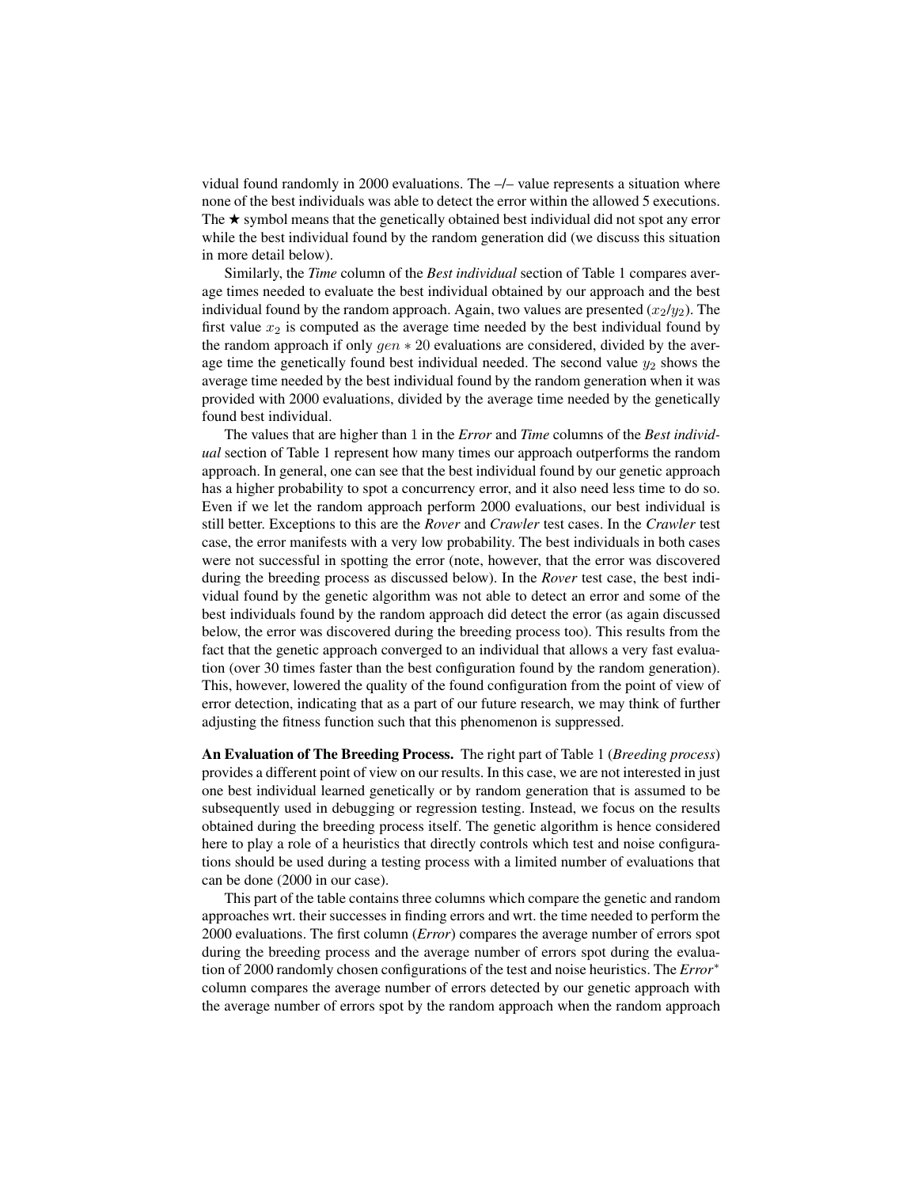vidual found randomly in 2000 evaluations. The –/– value represents a situation where none of the best individuals was able to detect the error within the allowed 5 executions. The ★ symbol means that the genetically obtained best individual did not spot any error while the best individual found by the random generation did (we discuss this situation in more detail below).

Similarly, the *Time* column of the *Best individual* section of Table 1 compares average times needed to evaluate the best individual obtained by our approach and the best individual found by the random approach. Again, two values are presented ($x_2$/$y_2$). The first value $x_2$ is computed as the average time needed by the best individual found by the random approach if only $gen * 20$ evaluations are considered, divided by the average time the genetically found best individual needed. The second value $y_2$ shows the average time needed by the best individual found by the random generation when it was provided with 2000 evaluations, divided by the average time needed by the genetically found best individual.

The values that are higher than 1 in the *Error* and *Time* columns of the *Best individual* section of Table 1 represent how many times our approach outperforms the random approach. In general, one can see that the best individual found by our genetic approach has a higher probability to spot a concurrency error, and it also need less time to do so. Even if we let the random approach perform 2000 evaluations, our best individual is still better. Exceptions to this are the *Rover* and *Crawler* test cases. In the *Crawler* test case, the error manifests with a very low probability. The best individuals in both cases were not successful in spotting the error (note, however, that the error was discovered during the breeding process as discussed below). In the *Rover* test case, the best individual found by the genetic algorithm was not able to detect an error and some of the best individuals found by the random approach did detect the error (as again discussed below, the error was discovered during the breeding process too). This results from the fact that the genetic approach converged to an individual that allows a very fast evaluation (over 30 times faster than the best configuration found by the random generation). This, however, lowered the quality of the found configuration from the point of view of error detection, indicating that as a part of our future research, we may think of further adjusting the fitness function such that this phenomenon is suppressed.

**An Evaluation of The Breeding Process.** The right part of Table 1 (*Breeding process*) provides a different point of view on our results. In this case, we are not interested in just one best individual learned genetically or by random generation that is assumed to be subsequently used in debugging or regression testing. Instead, we focus on the results obtained during the breeding process itself. The genetic algorithm is hence considered here to play a role of a heuristics that directly controls which test and noise configurations should be used during a testing process with a limited number of evaluations that can be done (2000 in our case).

This part of the table contains three columns which compare the genetic and random approaches wrt. their successes in finding errors and wrt. the time needed to perform the 2000 evaluations. The first column (*Error*) compares the average number of errors spot during the breeding process and the average number of errors spot during the evaluation of 2000 randomly chosen configurations of the test and noise heuristics. The *Error*$^*$ column compares the average number of errors detected by our genetic approach with the average number of errors spot by the random approach when the random approach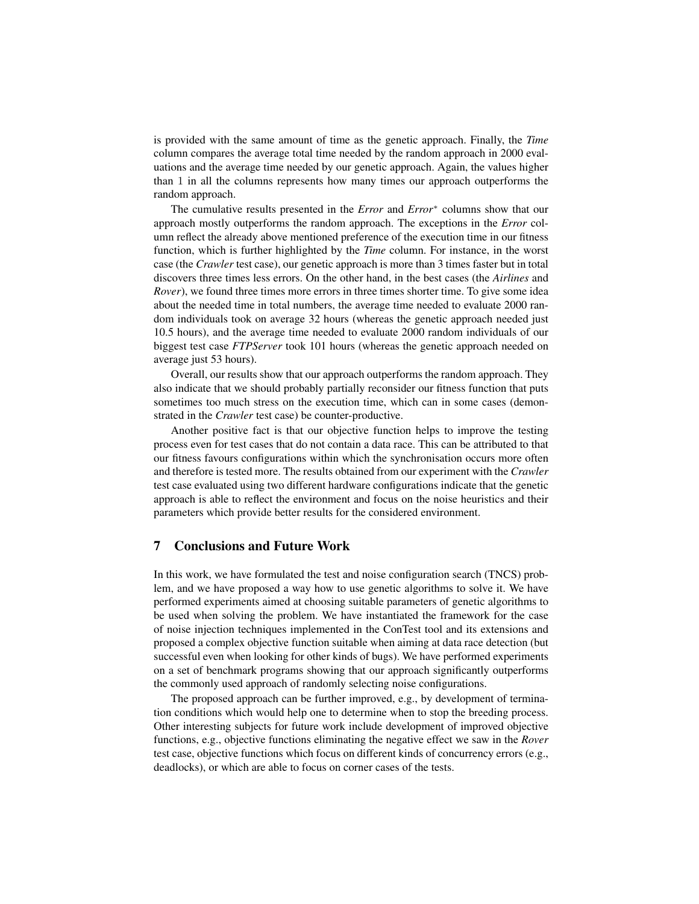is provided with the same amount of time as the genetic approach. Finally, the *Time* column compares the average total time needed by the random approach in 2000 evaluations and the average time needed by our genetic approach. Again, the values higher than 1 in all the columns represents how many times our approach outperforms the random approach.

The cumulative results presented in the *Error* and *Error*$^*$ columns show that our approach mostly outperforms the random approach. The exceptions in the *Error* column reflect the already above mentioned preference of the execution time in our fitness function, which is further highlighted by the *Time* column. For instance, in the worst case (the *Crawler* test case), our genetic approach is more than 3 times faster but in total discovers three times less errors. On the other hand, in the best cases (the *Airlines* and *Rover*), we found three times more errors in three times shorter time. To give some idea about the needed time in total numbers, the average time needed to evaluate 2000 random individuals took on average 32 hours (whereas the genetic approach needed just 10.5 hours), and the average time needed to evaluate 2000 random individuals of our biggest test case *FTPServer* took 101 hours (whereas the genetic approach needed on average just 53 hours).

Overall, our results show that our approach outperforms the random approach. They also indicate that we should probably partially reconsider our fitness function that puts sometimes too much stress on the execution time, which can in some cases (demonstrated in the *Crawler* test case) be counter-productive.

Another positive fact is that our objective function helps to improve the testing process even for test cases that do not contain a data race. This can be attributed to that our fitness favours configurations within which the synchronisation occurs more often and therefore is tested more. The results obtained from our experiment with the *Crawler* test case evaluated using two different hardware configurations indicate that the genetic approach is able to reflect the environment and focus on the noise heuristics and their parameters which provide better results for the considered environment.

## 7 Conclusions and Future Work

In this work, we have formulated the test and noise configuration search (TNCS) problem, and we have proposed a way how to use genetic algorithms to solve it. We have performed experiments aimed at choosing suitable parameters of genetic algorithms to be used when solving the problem. We have instantiated the framework for the case of noise injection techniques implemented in the ConTest tool and its extensions and proposed a complex objective function suitable when aiming at data race detection (but successful even when looking for other kinds of bugs). We have performed experiments on a set of benchmark programs showing that our approach significantly outperforms the commonly used approach of randomly selecting noise configurations.

The proposed approach can be further improved, e.g., by development of termination conditions which would help one to determine when to stop the breeding process. Other interesting subjects for future work include development of improved objective functions, e.g., objective functions eliminating the negative effect we saw in the *Rover* test case, objective functions which focus on different kinds of concurrency errors (e.g., deadlocks), or which are able to focus on corner cases of the tests.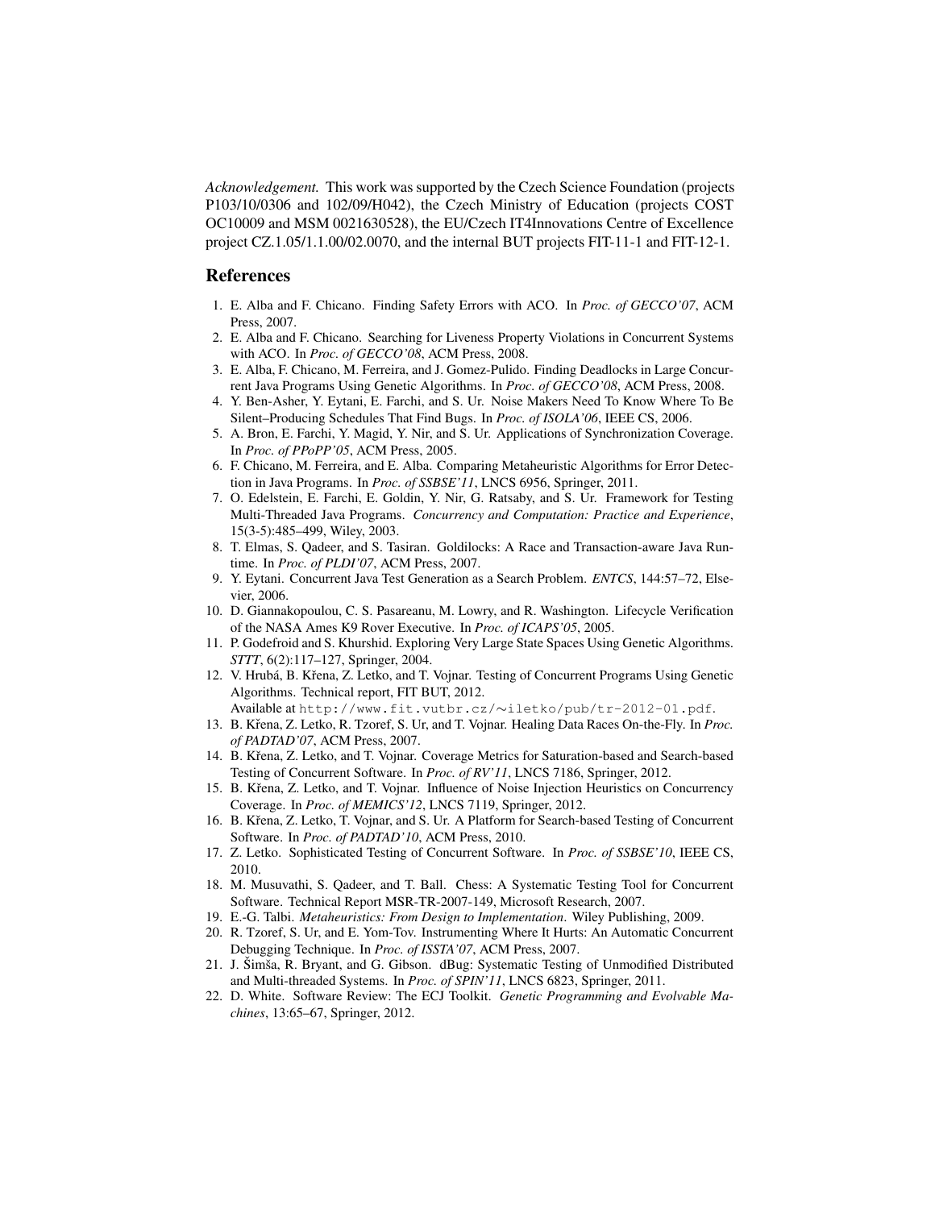*Acknowledgement.* This work was supported by the Czech Science Foundation (projects P103/10/0306 and 102/09/H042), the Czech Ministry of Education (projects COST OC10009 and MSM 0021630528), the EU/Czech IT4Innovations Centre of Excellence project CZ.1.05/1.1.00/02.0070, and the internal BUT projects FIT-11-1 and FIT-12-1.

## References

1. E. Alba and F. Chicano. Finding Safety Errors with ACO. In *Proc. of GECCO'07*, ACM Press, 2007.
2. E. Alba and F. Chicano. Searching for Liveness Property Violations in Concurrent Systems with ACO. In *Proc. of GECCO'08*, ACM Press, 2008.
3. E. Alba, F. Chicano, M. Ferreira, and J. Gomez-Pulido. Finding Deadlocks in Large Concurrent Java Programs Using Genetic Algorithms. In *Proc. of GECCO'08*, ACM Press, 2008.
4. Y. Ben-Asher, Y. Eytani, E. Farchi, and S. Ur. Noise Makers Need To Know Where To Be Silent–Producing Schedules That Find Bugs. In *Proc. of ISOLA'06*, IEEE CS, 2006.
5. A. Bron, E. Farchi, Y. Magid, Y. Nir, and S. Ur. Applications of Synchronization Coverage. In *Proc. of PPoPP'05*, ACM Press, 2005.
6. F. Chicano, M. Ferreira, and E. Alba. Comparing Metaheuristic Algorithms for Error Detection in Java Programs. In *Proc. of SSBSE'11*, LNCS 6956, Springer, 2011.
7. O. Edelstein, E. Farchi, E. Goldin, Y. Nir, G. Ratsaby, and S. Ur. Framework for Testing Multi-Threaded Java Programs. *Concurrency and Computation: Practice and Experience*, 15(3-5):485–499, Wiley, 2003.
8. T. Elmas, S. Qadeer, and S. Tasiran. Goldilocks: A Race and Transaction-aware Java Runtime. In *Proc. of PLDI'07*, ACM Press, 2007.
9. Y. Eytani. Concurrent Java Test Generation as a Search Problem. *ENTCS*, 144:57–72, Elsevier, 2006.
10. D. Giannakopoulou, C. S. Pasareanu, M. Lowry, and R. Washington. Lifecycle Verification of the NASA Ames K9 Rover Executive. In *Proc. of ICAPS'05*, 2005.
11. P. Godefroid and S. Khurshid. Exploring Very Large State Spaces Using Genetic Algorithms. *STTT*, 6(2):117–127, Springer, 2004.
12. V. Hrubá, B. Křena, Z. Letko, and T. Vojnar. Testing of Concurrent Programs Using Genetic Algorithms. Technical report, FIT BUT, 2012. Available at `http://www.fit.vutbr.cz/~iletko/pub/tr-2012-01.pdf`.
13. B. Křena, Z. Letko, R. Tzoref, S. Ur, and T. Vojnar. Healing Data Races On-the-Fly. In *Proc. of PADTAD'07*, ACM Press, 2007.
14. B. Křena, Z. Letko, and T. Vojnar. Coverage Metrics for Saturation-based and Search-based Testing of Concurrent Software. In *Proc. of RV'11*, LNCS 7186, Springer, 2012.
15. B. Křena, Z. Letko, and T. Vojnar. Influence of Noise Injection Heuristics on Concurrency Coverage. In *Proc. of MEMICS'12*, LNCS 7119, Springer, 2012.
16. B. Křena, Z. Letko, T. Vojnar, and S. Ur. A Platform for Search-based Testing of Concurrent Software. In *Proc. of PADTAD'10*, ACM Press, 2010.
17. Z. Letko. Sophisticated Testing of Concurrent Software. In *Proc. of SSBSE'10*, IEEE CS, 2010.
18. M. Musuvathi, S. Qadeer, and T. Ball. Chess: A Systematic Testing Tool for Concurrent Software. Technical Report MSR-TR-2007-149, Microsoft Research, 2007.
19. E.-G. Talbi. *Metaheuristics: From Design to Implementation*. Wiley Publishing, 2009.
20. R. Tzoref, S. Ur, and E. Yom-Tov. Instrumenting Where It Hurts: An Automatic Concurrent Debugging Technique. In *Proc. of ISSTA'07*, ACM Press, 2007.
21. J. Šimša, R. Bryant, and G. Gibson. dBug: Systematic Testing of Unmodified Distributed and Multi-threaded Systems. In *Proc. of SPIN'11*, LNCS 6823, Springer, 2011.
22. D. White. Software Review: The ECJ Toolkit. *Genetic Programming and Evolvable Machines*, 13:65–67, Springer, 2012.